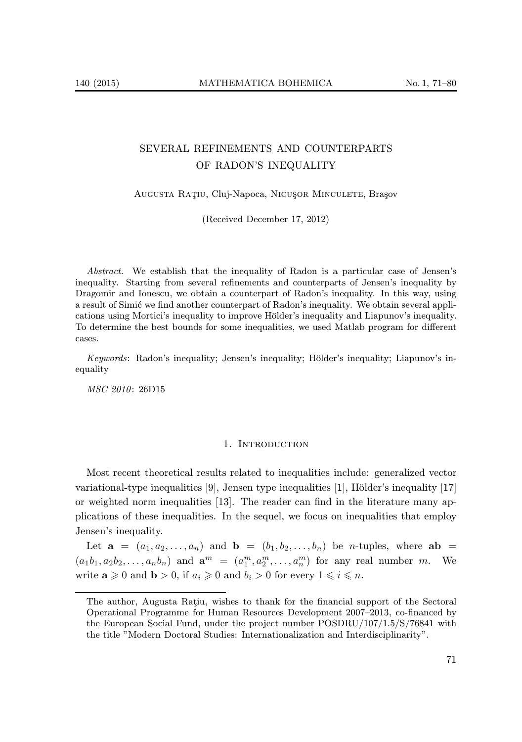# SEVERAL REFINEMENTS AND COUNTERPARTS OF RADON'S INEQUALITY

Augusta Raţiu, Cluj-Napoca, Nicuşor Minculete, Braşov

(Received December 17, 2012)

*Abstract.* We establish that the inequality of Radon is a particular case of Jensen's inequality. Starting from several refinements and counterparts of Jensen's inequality by Dragomir and Ionescu, we obtain a counterpart of Radon's inequality. In this way, using a result of Simić we find another counterpart of Radon's inequality. We obtain several applications using Mortici's inequality to improve Hölder's inequality and Liapunov's inequality. To determine the best bounds for some inequalities, we used Matlab program for different cases.

*Keywords*: Radon's inequality; Jensen's inequality; Hölder's inequality; Liapunov's inequality

*MSC 2010*: 26D15

## 1. Introduction

Most recent theoretical results related to inequalities include: generalized vector variational-type inequalities [9], Jensen type inequalities [1], Hölder's inequality [17] or weighted norm inequalities [13]. The reader can find in the literature many applications of these inequalities. In the sequel, we focus on inequalities that employ Jensen's inequality.

Let $\mathbf{a} = (a_1, a_2, \ldots, a_n)$ and $\mathbf{b} = (b_1, b_2, \ldots, b_n)$ be $n$-tuples, where $\mathbf{ab} = (a_1b_1, a_2b_2, \ldots, a_nb_n)$ and $\mathbf{a}^m = (a_1^m, a_2^m, \ldots, a_n^m)$ for any real number $m$. We write $\mathbf{a} \geqslant 0$ and $\mathbf{b} > 0$, if $a_i \geqslant 0$ and $b_i > 0$ for every $1 \leqslant i \leqslant n$.

---

The author, Augusta Raţiu, wishes to thank for the financial support of the Sectoral Operational Programme for Human Resources Development 2007–2013, co-financed by the European Social Fund, under the project number POSDRU/107/1.5/S/76841 with the title "Modern Doctoral Studies: Internationalization and Interdisciplinarity".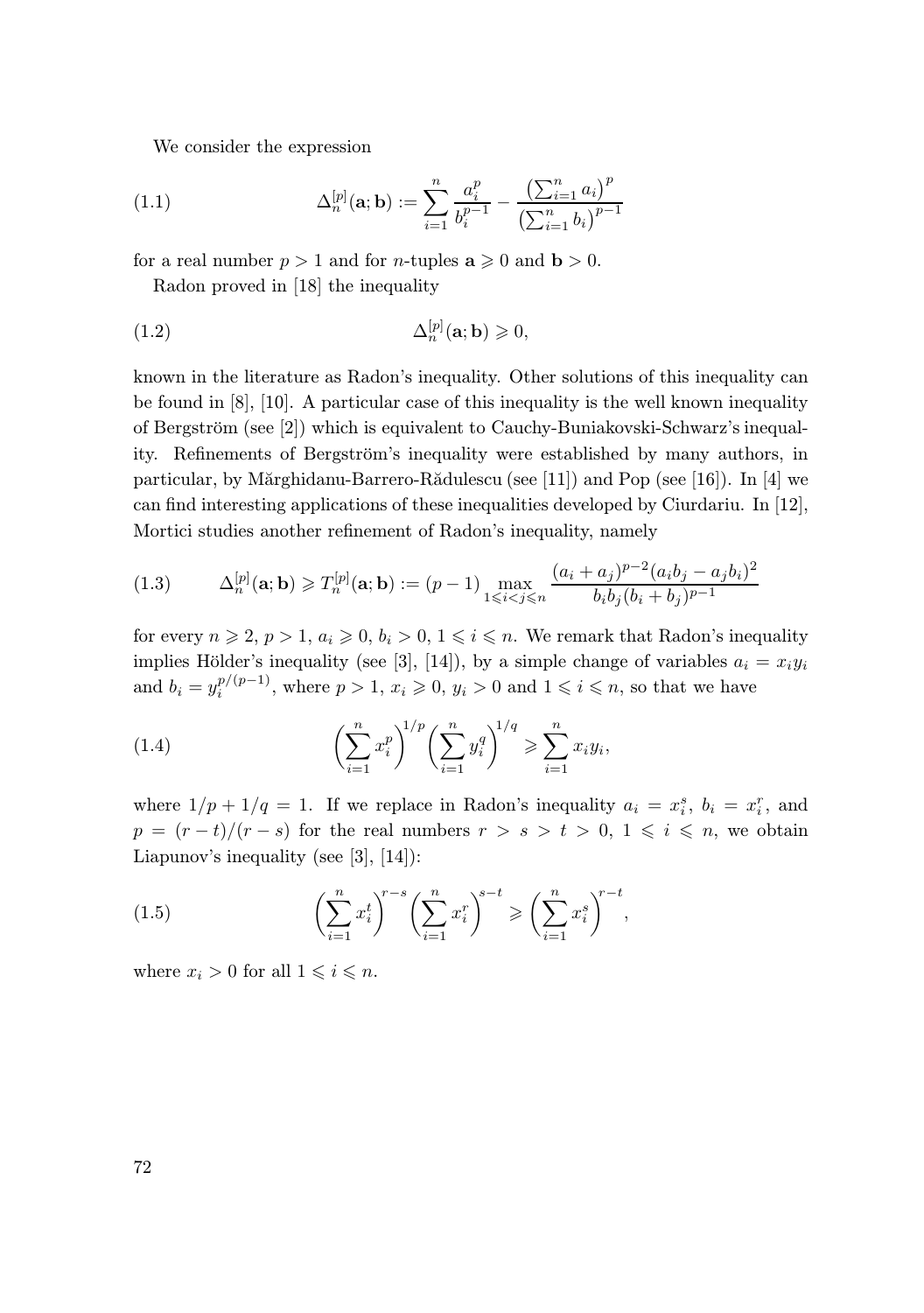We consider the expression

$$\Delta_n^{[p]}(\mathbf{a};\mathbf{b}) := \sum_{i=1}^{n} \frac{a_i^p}{b_i^{p-1}} - \frac{\left(\sum_{i=1}^{n} a_i\right)^p}{\left(\sum_{i=1}^{n} b_i\right)^{p-1}} \tag{1.1}$$

for a real number $p > 1$ and for $n$-tuples $\mathbf{a} \geqslant 0$ and $\mathbf{b} > 0$.

Radon proved in [18] the inequality

$$\Delta_n^{[p]}(\mathbf{a};\mathbf{b}) \geqslant 0, \tag{1.2}$$

known in the literature as Radon's inequality. Other solutions of this inequality can be found in [8], [10]. A particular case of this inequality is the well known inequality of Bergström (see [2]) which is equivalent to Cauchy-Buniakovski-Schwarz's inequality. Refinements of Bergström's inequality were established by many authors, in particular, by Mărghidanu-Barrero-Rădulescu (see [11]) and Pop (see [16]). In [4] we can find interesting applications of these inequalities developed by Ciurdariu. In [12], Mortici studies another refinement of Radon's inequality, namely

$$\Delta_n^{[p]}(\mathbf{a};\mathbf{b}) \geqslant T_n^{[p]}(\mathbf{a};\mathbf{b}) := (p-1) \max_{1 \leqslant i < j \leqslant n} \frac{(a_i + a_j)^{p-2}(a_i b_j - a_j b_i)^2}{b_i b_j (b_i + b_j)^{p-1}} \tag{1.3}$$

for every $n \geqslant 2$, $p > 1$, $a_i \geqslant 0$, $b_i > 0$, $1 \leqslant i \leqslant n$. We remark that Radon's inequality implies Hölder's inequality (see [3], [14]), by a simple change of variables $a_i = x_i y_i$ and $b_i = y_i^{p/(p-1)}$, where $p > 1$, $x_i \geqslant 0$, $y_i > 0$ and $1 \leqslant i \leqslant n$, so that we have

$$\left(\sum_{i=1}^{n} x_i^p\right)^{1/p} \left(\sum_{i=1}^{n} y_i^q\right)^{1/q} \geqslant \sum_{i=1}^{n} x_i y_i, \tag{1.4}$$

where $1/p + 1/q = 1$. If we replace in Radon's inequality $a_i = x_i^s$, $b_i = x_i^r$, and $p = (r-t)/(r-s)$ for the real numbers $r > s > t > 0$, $1 \leqslant i \leqslant n$, we obtain Liapunov's inequality (see [3], [14]):

$$\left(\sum_{i=1}^{n} x_i^t\right)^{r-s} \left(\sum_{i=1}^{n} x_i^r\right)^{s-t} \geqslant \left(\sum_{i=1}^{n} x_i^s\right)^{r-t}, \tag{1.5}$$

where $x_i > 0$ for all $1 \leqslant i \leqslant n$.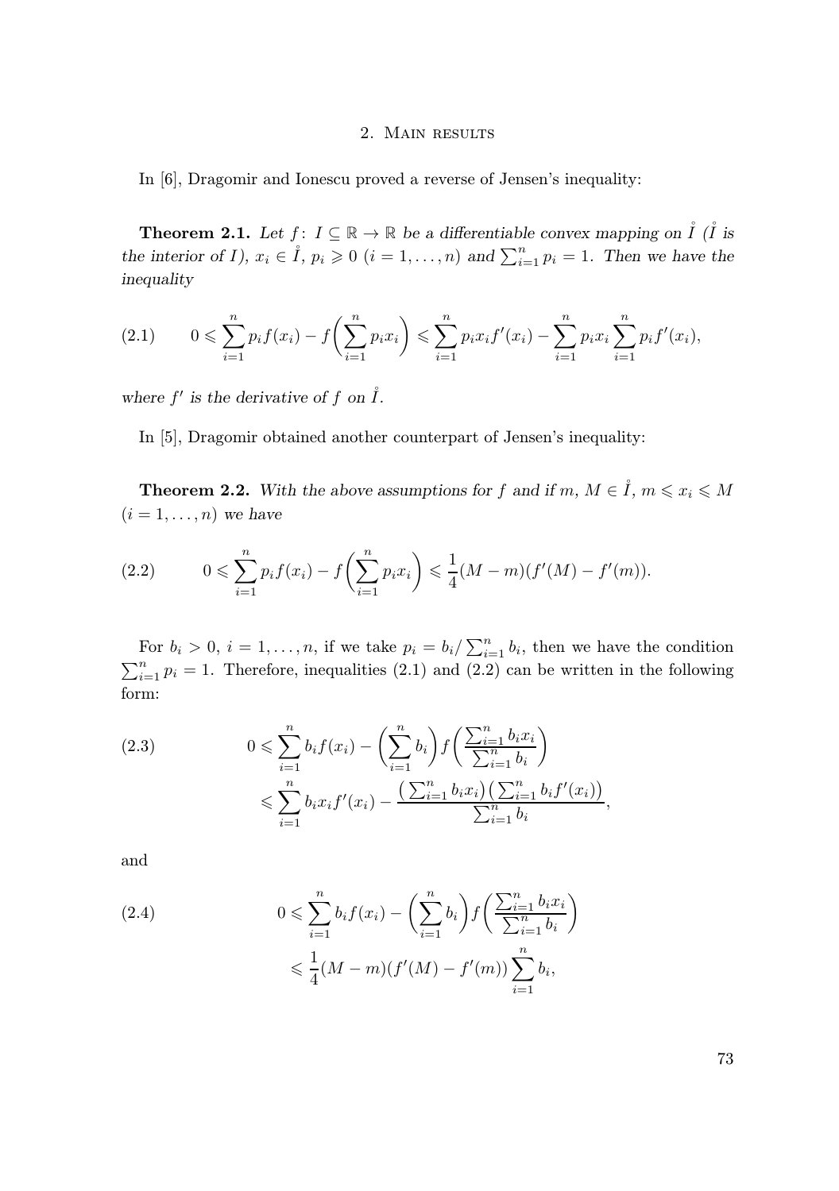## 2. Main results

In [6], Dragomir and Ionescu proved a reverse of Jensen's inequality:

**Theorem 2.1.** *Let $f\colon I \subseteq \mathbb{R} \to \mathbb{R}$ be a differentiable convex mapping on $\mathring{I}$ ($\mathring{I}$ is the interior of $I$), $x_i \in \mathring{I}$, $p_i \geqslant 0$ ($i = 1, \ldots, n$) and $\sum_{i=1}^{n} p_i = 1$. Then we have the inequality*

$$
(2.1) \qquad 0 \leqslant \sum_{i=1}^{n} p_i f(x_i) - f\biggl(\sum_{i=1}^{n} p_i x_i\biggr) \leqslant \sum_{i=1}^{n} p_i x_i f'(x_i) - \sum_{i=1}^{n} p_i x_i \sum_{i=1}^{n} p_i f'(x_i),
$$

*where $f'$ is the derivative of $f$ on $\mathring{I}$.*

In [5], Dragomir obtained another counterpart of Jensen's inequality:

**Theorem 2.2.** *With the above assumptions for $f$ and if $m$, $M \in \mathring{I}$, $m \leqslant x_i \leqslant M$ ($i = 1, \ldots, n$) we have*

$$
(2.2) \qquad 0 \leqslant \sum_{i=1}^{n} p_i f(x_i) - f\biggl(\sum_{i=1}^{n} p_i x_i\biggr) \leqslant \frac{1}{4}(M - m)(f'(M) - f'(m)).
$$

For $b_i > 0$, $i = 1, \ldots, n$, if we take $p_i = b_i / \sum_{i=1}^{n} b_i$, then we have the condition $\sum_{i=1}^{n} p_i = 1$. Therefore, inequalities (2.1) and (2.2) can be written in the following form:

$$
(2.3) \qquad \begin{aligned} 0 &\leqslant \sum_{i=1}^{n} b_i f(x_i) - \biggl(\sum_{i=1}^{n} b_i\biggr) f\biggl(\frac{\sum_{i=1}^{n} b_i x_i}{\sum_{i=1}^{n} b_i}\biggr) \\ &\leqslant \sum_{i=1}^{n} b_i x_i f'(x_i) - \frac{\bigl(\sum_{i=1}^{n} b_i x_i\bigr)\bigl(\sum_{i=1}^{n} b_i f'(x_i)\bigr)}{\sum_{i=1}^{n} b_i}, \end{aligned}
$$

and

$$
(2.4) \qquad \begin{aligned} 0 &\leqslant \sum_{i=1}^{n} b_i f(x_i) - \biggl(\sum_{i=1}^{n} b_i\biggr) f\biggl(\frac{\sum_{i=1}^{n} b_i x_i}{\sum_{i=1}^{n} b_i}\biggr) \\ &\leqslant \frac{1}{4}(M - m)(f'(M) - f'(m)) \sum_{i=1}^{n} b_i, \end{aligned}
$$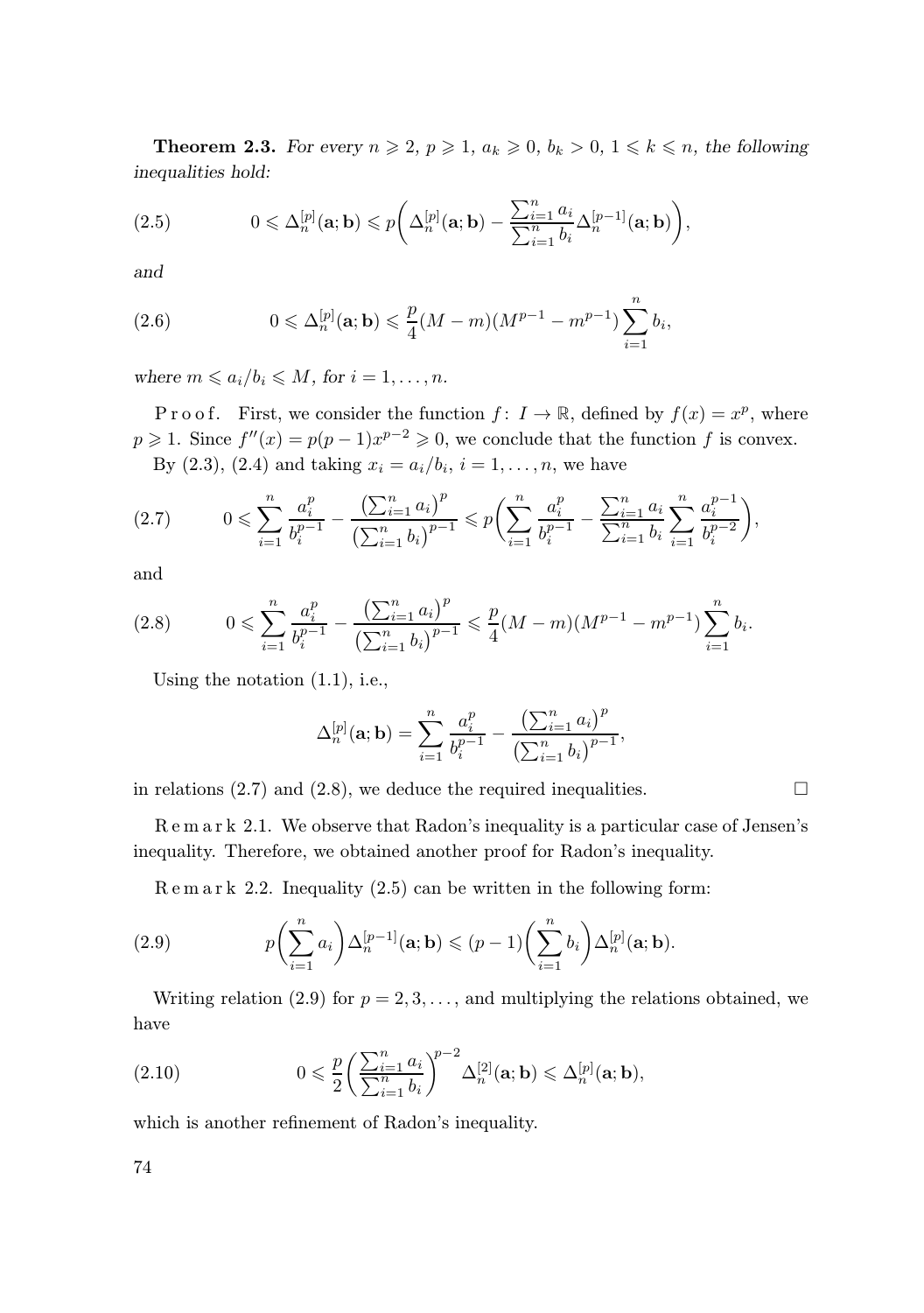**Theorem 2.3.** *For every $n \geqslant 2$, $p \geqslant 1$, $a_k \geqslant 0$, $b_k > 0$, $1 \leqslant k \leqslant n$, the following inequalities hold:*

$$0 \leqslant \Delta_n^{[p]}(\mathbf{a};\mathbf{b}) \leqslant p\biggl(\Delta_n^{[p]}(\mathbf{a};\mathbf{b}) - \frac{\sum_{i=1}^n a_i}{\sum_{i=1}^n b_i}\Delta_n^{[p-1]}(\mathbf{a};\mathbf{b})\biggr), \tag{2.5}$$

*and*

$$0 \leqslant \Delta_n^{[p]}(\mathbf{a};\mathbf{b}) \leqslant \frac{p}{4}(M-m)(M^{p-1}-m^{p-1})\sum_{i=1}^n b_i, \tag{2.6}$$

*where $m \leqslant a_i/b_i \leqslant M$, for $i = 1, \ldots, n$.*

P r o o f. First, we consider the function $f\colon I \to \mathbb{R}$, defined by $f(x) = x^p$, where $p \geqslant 1$. Since $f''(x) = p(p-1)x^{p-2} \geqslant 0$, we conclude that the function $f$ is convex.

By (2.3), (2.4) and taking $x_i = a_i/b_i$, $i = 1, \ldots, n$, we have

$$0 \leqslant \sum_{i=1}^n \frac{a_i^p}{b_i^{p-1}} - \frac{\bigl(\sum_{i=1}^n a_i\bigr)^p}{\bigl(\sum_{i=1}^n b_i\bigr)^{p-1}} \leqslant p\biggl(\sum_{i=1}^n \frac{a_i^p}{b_i^{p-1}} - \frac{\sum_{i=1}^n a_i}{\sum_{i=1}^n b_i}\sum_{i=1}^n \frac{a_i^{p-1}}{b_i^{p-2}}\biggr), \tag{2.7}$$

and

$$0 \leqslant \sum_{i=1}^n \frac{a_i^p}{b_i^{p-1}} - \frac{\bigl(\sum_{i=1}^n a_i\bigr)^p}{\bigl(\sum_{i=1}^n b_i\bigr)^{p-1}} \leqslant \frac{p}{4}(M-m)(M^{p-1}-m^{p-1})\sum_{i=1}^n b_i. \tag{2.8}$$

Using the notation (1.1), i.e.,

$$\Delta_n^{[p]}(\mathbf{a};\mathbf{b}) = \sum_{i=1}^n \frac{a_i^p}{b_i^{p-1}} - \frac{\bigl(\sum_{i=1}^n a_i\bigr)^p}{\bigl(\sum_{i=1}^n b_i\bigr)^{p-1}},$$

in relations (2.7) and (2.8), we deduce the required inequalities. $\square$

R e m a r k 2.1. We observe that Radon's inequality is a particular case of Jensen's inequality. Therefore, we obtained another proof for Radon's inequality.

R e m a r k 2.2. Inequality (2.5) can be written in the following form:

$$p\biggl(\sum_{i=1}^n a_i\biggr)\Delta_n^{[p-1]}(\mathbf{a};\mathbf{b}) \leqslant (p-1)\biggl(\sum_{i=1}^n b_i\biggr)\Delta_n^{[p]}(\mathbf{a};\mathbf{b}). \tag{2.9}$$

Writing relation (2.9) for $p = 2, 3, \ldots$, and multiplying the relations obtained, we have

$$0 \leqslant \frac{p}{2}\biggl(\frac{\sum_{i=1}^n a_i}{\sum_{i=1}^n b_i}\biggr)^{p-2}\Delta_n^{[2]}(\mathbf{a};\mathbf{b}) \leqslant \Delta_n^{[p]}(\mathbf{a};\mathbf{b}), \tag{2.10}$$

which is another refinement of Radon's inequality.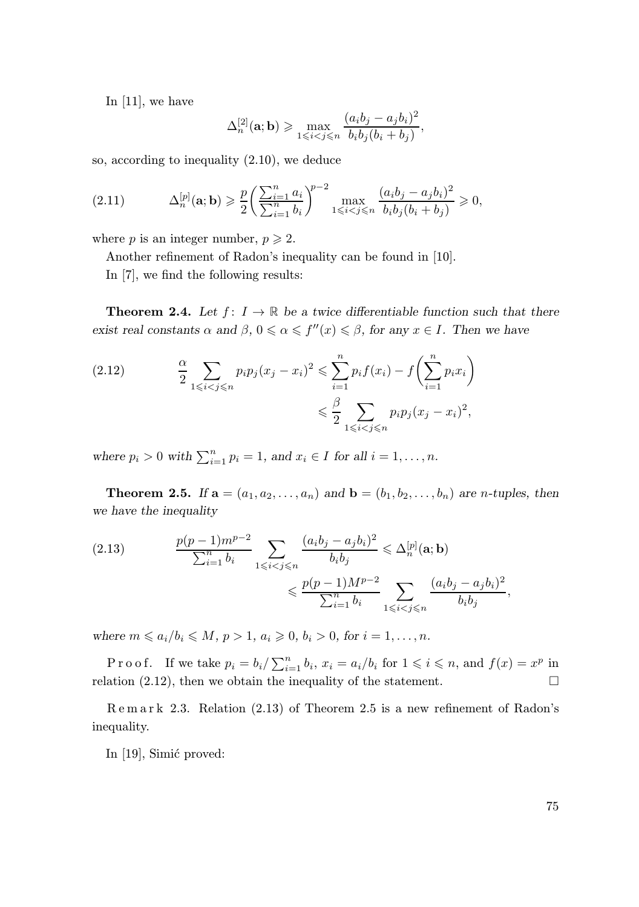In [11], we have

$$\Delta_n^{[2]}(\mathbf{a};\mathbf{b}) \geqslant \max_{1\leqslant i<j\leqslant n} \frac{(a_ib_j - a_jb_i)^2}{b_ib_j(b_i+b_j)},$$

so, according to inequality (2.10), we deduce

$$\Delta_n^{[p]}(\mathbf{a};\mathbf{b}) \geqslant \frac{p}{2}\left(\frac{\sum_{i=1}^n a_i}{\sum_{i=1}^n b_i}\right)^{p-2} \max_{1\leqslant i<j\leqslant n} \frac{(a_ib_j - a_jb_i)^2}{b_ib_j(b_i+b_j)} \geqslant 0, \tag{2.11}$$

where $p$ is an integer number, $p \geqslant 2$.

Another refinement of Radon's inequality can be found in [10].

In [7], we find the following results:

**Theorem 2.4.** *Let $f\colon I \to \mathbb{R}$ be a twice differentiable function such that there exist real constants $\alpha$ and $\beta$, $0 \leqslant \alpha \leqslant f''(x) \leqslant \beta$, for any $x \in I$. Then we have*

$$\begin{aligned}\frac{\alpha}{2}\sum_{1\leqslant i<j\leqslant n} p_ip_j(x_j-x_i)^2 &\leqslant \sum_{i=1}^n p_if(x_i) - f\left(\sum_{i=1}^n p_ix_i\right)\\ &\leqslant \frac{\beta}{2}\sum_{1\leqslant i<j\leqslant n} p_ip_j(x_j-x_i)^2,\end{aligned} \tag{2.12}$$

*where $p_i > 0$ with $\sum_{i=1}^n p_i = 1$, and $x_i \in I$ for all $i = 1,\ldots,n$.*

**Theorem 2.5.** *If $\mathbf{a} = (a_1,a_2,\ldots,a_n)$ and $\mathbf{b} = (b_1,b_2,\ldots,b_n)$ are $n$-tuples, then we have the inequality*

$$\begin{aligned}\frac{p(p-1)m^{p-2}}{\sum_{i=1}^n b_i}\sum_{1\leqslant i<j\leqslant n}\frac{(a_ib_j-a_jb_i)^2}{b_ib_j} &\leqslant \Delta_n^{[p]}(\mathbf{a};\mathbf{b})\\ &\leqslant \frac{p(p-1)M^{p-2}}{\sum_{i=1}^n b_i}\sum_{1\leqslant i<j\leqslant n}\frac{(a_ib_j-a_jb_i)^2}{b_ib_j},\end{aligned} \tag{2.13}$$

*where $m \leqslant a_i/b_i \leqslant M$, $p > 1$, $a_i \geqslant 0$, $b_i > 0$, for $i = 1,\ldots,n$.*

Proof. If we take $p_i = b_i/\sum_{i=1}^n b_i$, $x_i = a_i/b_i$ for $1 \leqslant i \leqslant n$, and $f(x) = x^p$ in relation (2.12), then we obtain the inequality of the statement. □

Remark 2.3. Relation (2.13) of Theorem 2.5 is a new refinement of Radon's inequality.

In [19], Simić proved: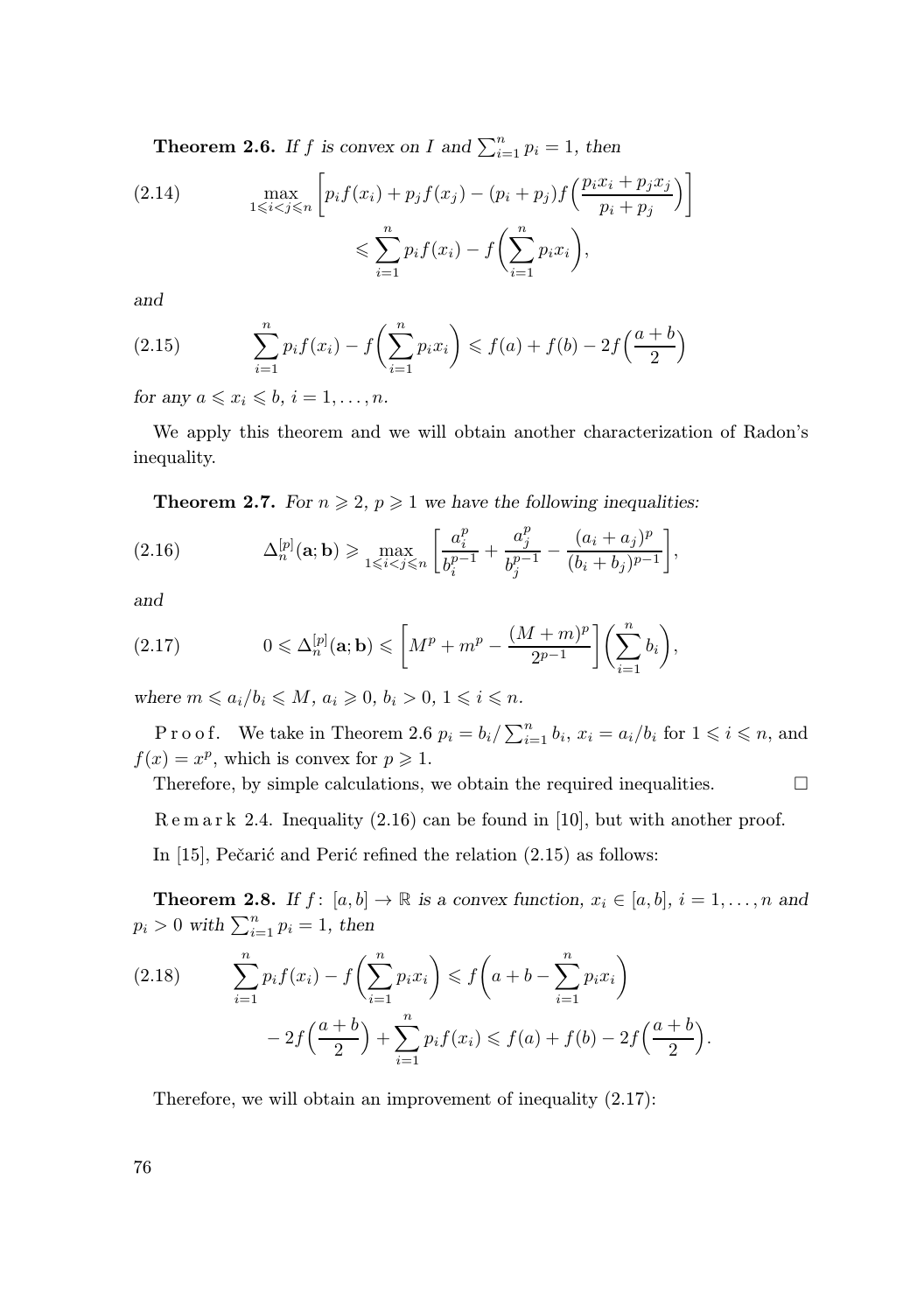**Theorem 2.6.** *If $f$ is convex on $I$ and $\sum_{i=1}^n p_i = 1$, then*

$$\max_{1\leqslant i<j\leqslant n}\left[p_i f(x_i) + p_j f(x_j) - (p_i+p_j) f\Big(\frac{p_i x_i + p_j x_j}{p_i+p_j}\Big)\right] \leqslant \sum_{i=1}^n p_i f(x_i) - f\Big(\sum_{i=1}^n p_i x_i\Big), \tag{2.14}$$

*and*

$$\sum_{i=1}^n p_i f(x_i) - f\Big(\sum_{i=1}^n p_i x_i\Big) \leqslant f(a) + f(b) - 2f\Big(\frac{a+b}{2}\Big) \tag{2.15}$$

*for any $a \leqslant x_i \leqslant b$, $i = 1, \ldots, n$.*

We apply this theorem and we will obtain another characterization of Radon's inequality.

**Theorem 2.7.** *For $n \geqslant 2$, $p \geqslant 1$ we have the following inequalities:*

$$\Delta_n^{[p]}(\mathbf{a};\mathbf{b}) \geqslant \max_{1\leqslant i<j\leqslant n}\left[\frac{a_i^p}{b_i^{p-1}} + \frac{a_j^p}{b_j^{p-1}} - \frac{(a_i+a_j)^p}{(b_i+b_j)^{p-1}}\right], \tag{2.16}$$

*and*

$$0 \leqslant \Delta_n^{[p]}(\mathbf{a};\mathbf{b}) \leqslant \left[M^p + m^p - \frac{(M+m)^p}{2^{p-1}}\right]\Big(\sum_{i=1}^n b_i\Big), \tag{2.17}$$

*where $m \leqslant a_i/b_i \leqslant M$, $a_i \geqslant 0$, $b_i > 0$, $1 \leqslant i \leqslant n$.*

Proof. We take in Theorem 2.6 $p_i = b_i/\sum_{i=1}^n b_i$, $x_i = a_i/b_i$ for $1 \leqslant i \leqslant n$, and $f(x) = x^p$, which is convex for $p \geqslant 1$.

Therefore, by simple calculations, we obtain the required inequalities. □

Remark 2.4. Inequality (2.16) can be found in [10], but with another proof.

In [15], Pečarić and Perić refined the relation (2.15) as follows:

**Theorem 2.8.** *If $f\colon [a,b] \to \mathbb{R}$ is a convex function, $x_i \in [a,b]$, $i = 1, \ldots, n$ and $p_i > 0$ with $\sum_{i=1}^n p_i = 1$, then*

$$\sum_{i=1}^n p_i f(x_i) - f\Big(\sum_{i=1}^n p_i x_i\Big) \leqslant f\Big(a + b - \sum_{i=1}^n p_i x_i\Big) - 2f\Big(\frac{a+b}{2}\Big) + \sum_{i=1}^n p_i f(x_i) \leqslant f(a) + f(b) - 2f\Big(\frac{a+b}{2}\Big). \tag{2.18}$$

Therefore, we will obtain an improvement of inequality (2.17):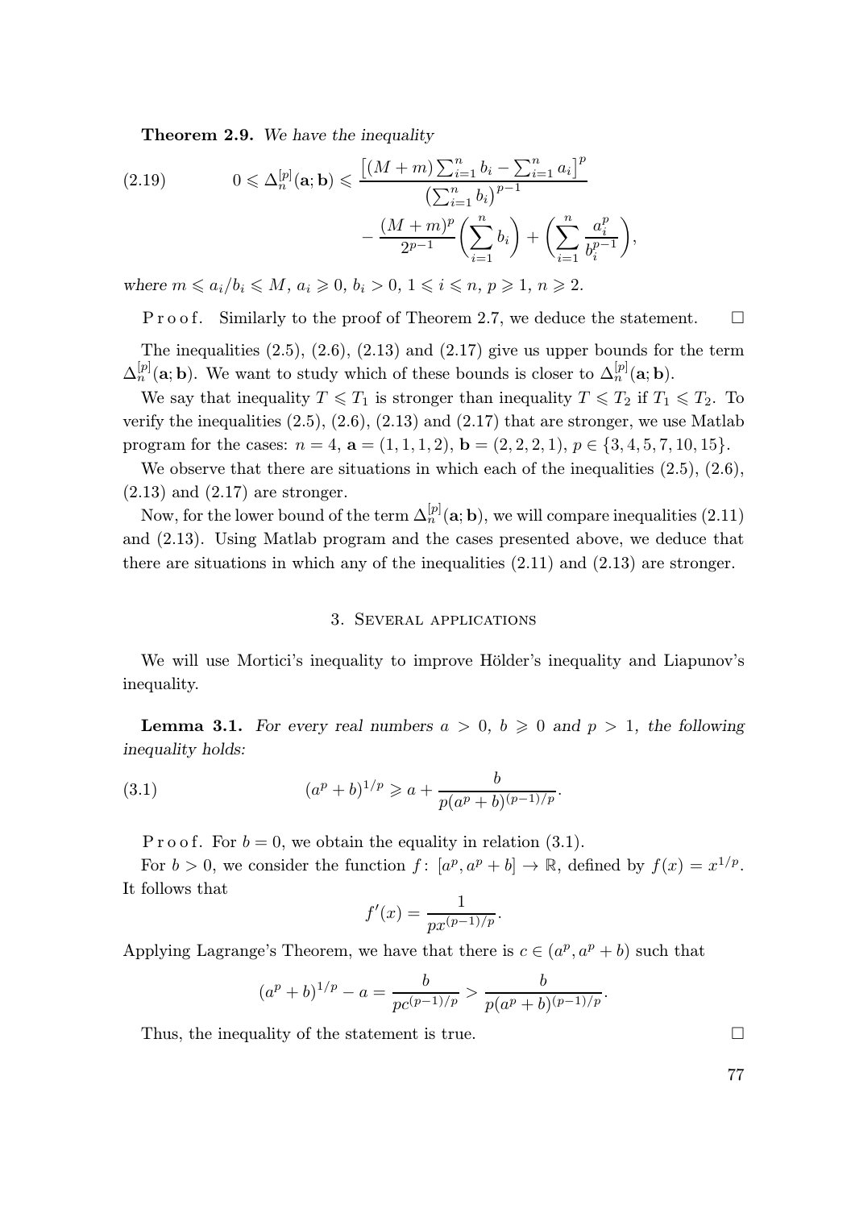**Theorem 2.9.** *We have the inequality*

$$
0 \leqslant \Delta_n^{[p]}(\mathbf{a};\mathbf{b}) \leqslant \frac{\left[(M+m)\sum_{i=1}^n b_i - \sum_{i=1}^n a_i\right]^p}{\left(\sum_{i=1}^n b_i\right)^{p-1}} - \frac{(M+m)^p}{2^{p-1}}\left(\sum_{i=1}^n b_i\right) + \left(\sum_{i=1}^n \frac{a_i^p}{b_i^{p-1}}\right), \tag{2.19}
$$

*where* $m \leqslant a_i/b_i \leqslant M$, $a_i \geqslant 0$, $b_i > 0$, $1 \leqslant i \leqslant n$, $p \geqslant 1$, $n \geqslant 2$.

Proof. Similarly to the proof of Theorem 2.7, we deduce the statement. □

The inequalities (2.5), (2.6), (2.13) and (2.17) give us upper bounds for the term $\Delta_n^{[p]}(\mathbf{a};\mathbf{b})$. We want to study which of these bounds is closer to $\Delta_n^{[p]}(\mathbf{a};\mathbf{b})$.

We say that inequality $T \leqslant T_1$ is stronger than inequality $T \leqslant T_2$ if $T_1 \leqslant T_2$. To verify the inequalities (2.5), (2.6), (2.13) and (2.17) that are stronger, we use Matlab program for the cases: $n = 4$, $\mathbf{a} = (1,1,1,2)$, $\mathbf{b} = (2,2,2,1)$, $p \in \{3,4,5,7,10,15\}$.

We observe that there are situations in which each of the inequalities (2.5), (2.6), (2.13) and (2.17) are stronger.

Now, for the lower bound of the term $\Delta_n^{[p]}(\mathbf{a};\mathbf{b})$, we will compare inequalities (2.11) and (2.13). Using Matlab program and the cases presented above, we deduce that there are situations in which any of the inequalities (2.11) and (2.13) are stronger.

## 3. Several applications

We will use Mortici's inequality to improve Hölder's inequality and Liapunov's inequality.

**Lemma 3.1.** *For every real numbers* $a > 0$, $b \geqslant 0$ *and* $p > 1$, *the following inequality holds:*

$$
(a^p + b)^{1/p} \geqslant a + \frac{b}{p(a^p+b)^{(p-1)/p}}. \tag{3.1}
$$

Proof. For $b = 0$, we obtain the equality in relation (3.1).

For $b > 0$, we consider the function $f\colon [a^p, a^p + b] \to \mathbb{R}$, defined by $f(x) = x^{1/p}$. It follows that

$$
f'(x) = \frac{1}{px^{(p-1)/p}}.
$$

Applying Lagrange's Theorem, we have that there is $c \in (a^p, a^p + b)$ such that

$$
(a^p+b)^{1/p} - a = \frac{b}{pc^{(p-1)/p}} > \frac{b}{p(a^p+b)^{(p-1)/p}}.
$$

Thus, the inequality of the statement is true. □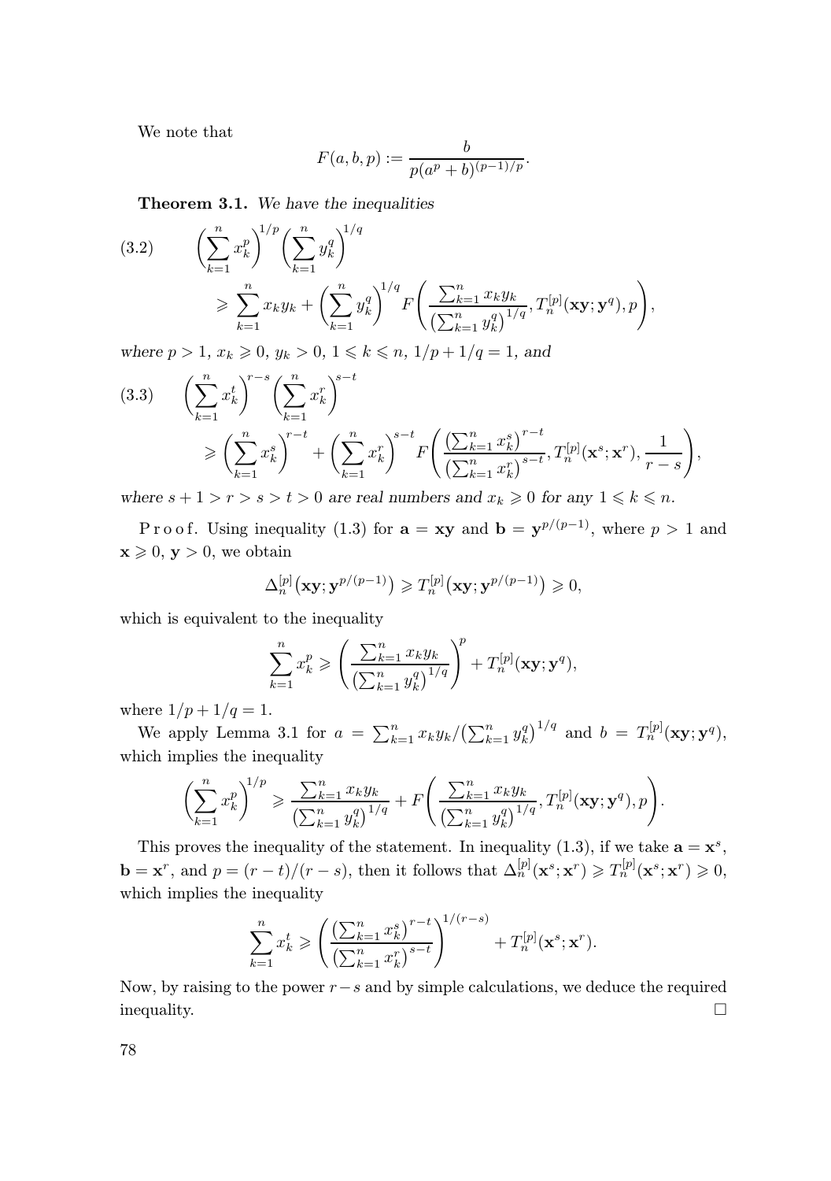We note that

$$F(a,b,p) := \frac{b}{p(a^p+b)^{(p-1)/p}}.$$

**Theorem 3.1.** *We have the inequalities*

$$\tag{3.2} \Big(\sum_{k=1}^n x_k^p\Big)^{1/p}\Big(\sum_{k=1}^n y_k^q\Big)^{1/q} \geqslant \sum_{k=1}^n x_k y_k + \Big(\sum_{k=1}^n y_k^q\Big)^{1/q} F\bigg(\frac{\sum_{k=1}^n x_k y_k}{\big(\sum_{k=1}^n y_k^q\big)^{1/q}}, T_n^{[p]}(\mathbf{xy};\mathbf{y}^q), p\bigg),$$

*where* $p>1$, $x_k \geqslant 0$, $y_k>0$, $1\leqslant k\leqslant n$, $1/p+1/q=1$, *and*

$$\tag{3.3} \Big(\sum_{k=1}^n x_k^t\Big)^{r-s}\Big(\sum_{k=1}^n x_k^r\Big)^{s-t} \geqslant \Big(\sum_{k=1}^n x_k^s\Big)^{r-t} + \Big(\sum_{k=1}^n x_k^r\Big)^{s-t} F\bigg(\frac{\big(\sum_{k=1}^n x_k^s\big)^{r-t}}{\big(\sum_{k=1}^n x_k^r\big)^{s-t}}, T_n^{[p]}(\mathbf{x}^s;\mathbf{x}^r), \frac{1}{r-s}\bigg),$$

*where* $s+1>r>s>t>0$ *are real numbers and* $x_k\geqslant 0$ *for any* $1\leqslant k\leqslant n$.

Proof. Using inequality (1.3) for $\mathbf{a}=\mathbf{xy}$ and $\mathbf{b}=\mathbf{y}^{p/(p-1)}$, where $p>1$ and $\mathbf{x}\geqslant 0$, $\mathbf{y}>0$, we obtain

$$\Delta_n^{[p]}\big(\mathbf{xy};\mathbf{y}^{p/(p-1)}\big) \geqslant T_n^{[p]}\big(\mathbf{xy};\mathbf{y}^{p/(p-1)}\big) \geqslant 0,$$

which is equivalent to the inequality

$$\sum_{k=1}^n x_k^p \geqslant \bigg(\frac{\sum_{k=1}^n x_k y_k}{\big(\sum_{k=1}^n y_k^q\big)^{1/q}}\bigg)^p + T_n^{[p]}(\mathbf{xy};\mathbf{y}^q),$$

where $1/p+1/q=1$.

We apply Lemma 3.1 for $a=\sum_{k=1}^n x_k y_k/\big(\sum_{k=1}^n y_k^q\big)^{1/q}$ and $b=T_n^{[p]}(\mathbf{xy};\mathbf{y}^q)$, which implies the inequality

$$\Big(\sum_{k=1}^n x_k^p\Big)^{1/p} \geqslant \frac{\sum_{k=1}^n x_k y_k}{\big(\sum_{k=1}^n y_k^q\big)^{1/q}} + F\bigg(\frac{\sum_{k=1}^n x_k y_k}{\big(\sum_{k=1}^n y_k^q\big)^{1/q}}, T_n^{[p]}(\mathbf{xy};\mathbf{y}^q), p\bigg).$$

This proves the inequality of the statement. In inequality (1.3), if we take $\mathbf{a}=\mathbf{x}^s$, $\mathbf{b}=\mathbf{x}^r$, and $p=(r-t)/(r-s)$, then it follows that $\Delta_n^{[p]}(\mathbf{x}^s;\mathbf{x}^r)\geqslant T_n^{[p]}(\mathbf{x}^s;\mathbf{x}^r)\geqslant 0$, which implies the inequality

$$\sum_{k=1}^n x_k^t \geqslant \bigg(\frac{\big(\sum_{k=1}^n x_k^s\big)^{r-t}}{\big(\sum_{k=1}^n x_k^r\big)^{s-t}}\bigg)^{1/(r-s)} + T_n^{[p]}(\mathbf{x}^s;\mathbf{x}^r).$$

Now, by raising to the power $r-s$ and by simple calculations, we deduce the required inequality. $\square$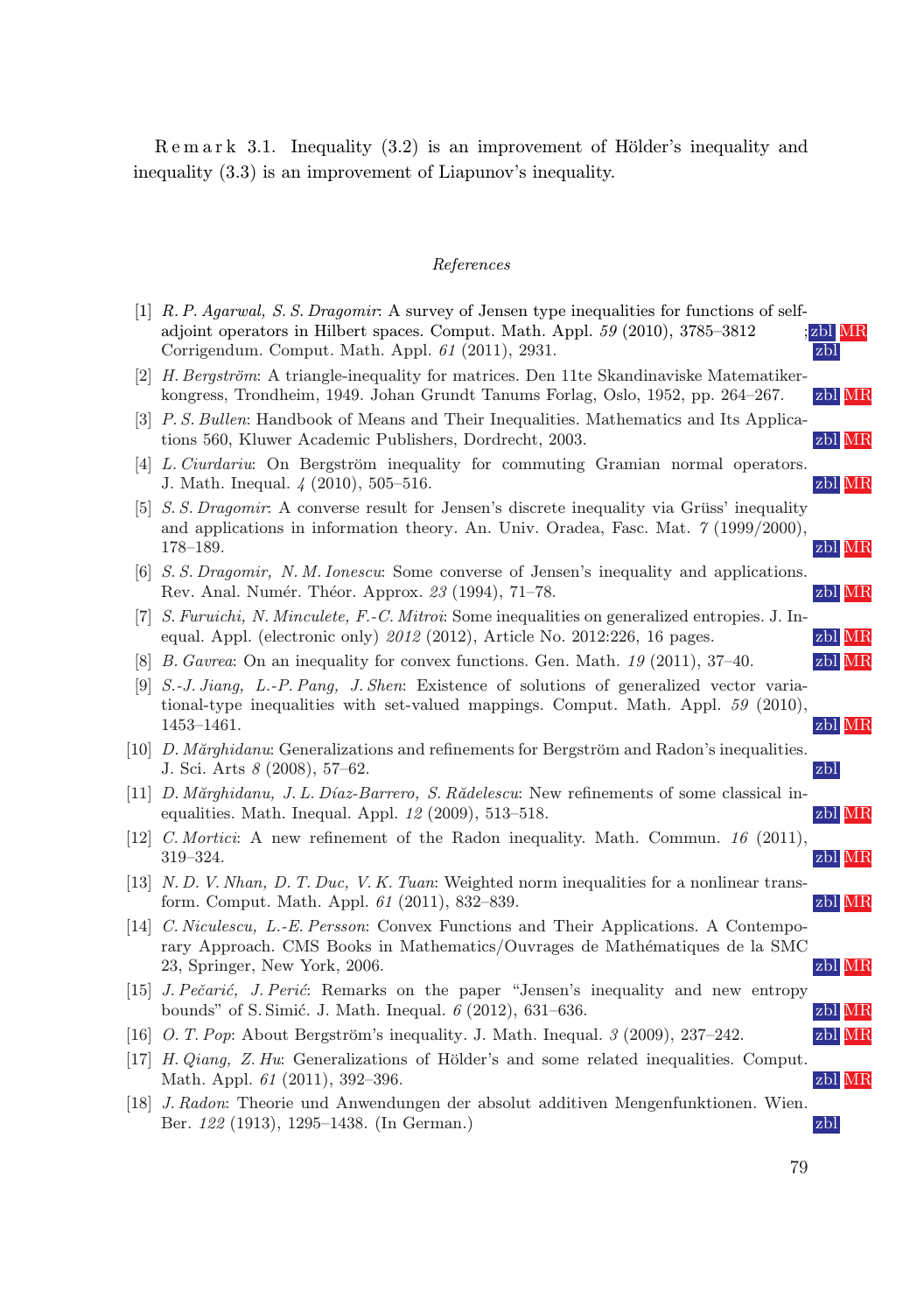Remark 3.1. Inequality (3.2) is an improvement of Hölder's inequality and inequality (3.3) is an improvement of Liapunov's inequality.

*References*

[1] *R. P. Agarwal, S. S. Dragomir*: A survey of Jensen type inequalities for functions of selfadjoint operators in Hilbert spaces. Comput. Math. Appl. *59* (2010), 3785–3812 ; Corrigendum. Comput. Math. Appl. *61* (2011), 2931. zbl MR zbl

[2] *H. Bergström*: A triangle-inequality for matrices. Den 11te Skandinaviske Matematikerkongress, Trondheim, 1949. Johan Grundt Tanums Forlag, Oslo, 1952, pp. 264–267. zbl MR

[3] *P. S. Bullen*: Handbook of Means and Their Inequalities. Mathematics and Its Applications 560, Kluwer Academic Publishers, Dordrecht, 2003. zbl MR

[4] *L. Ciurdariu*: On Bergström inequality for commuting Gramian normal operators. J. Math. Inequal. *4* (2010), 505–516. zbl MR

[5] *S. S. Dragomir*: A converse result for Jensen's discrete inequality via Grüss' inequality and applications in information theory. An. Univ. Oradea, Fasc. Mat. *7* (1999/2000), 178–189. zbl MR

[6] *S. S. Dragomir, N. M. Ionescu*: Some converse of Jensen's inequality and applications. Rev. Anal. Numér. Théor. Approx. *23* (1994), 71–78. zbl MR

[7] *S. Furuichi, N. Minculete, F.-C. Mitroi*: Some inequalities on generalized entropies. J. Inequal. Appl. (electronic only) *2012* (2012), Article No. 2012:226, 16 pages. zbl MR

[8] *B. Gavrea*: On an inequality for convex functions. Gen. Math. *19* (2011), 37–40. zbl MR

[9] *S.-J. Jiang, L.-P. Pang, J. Shen*: Existence of solutions of generalized vector variational-type inequalities with set-valued mappings. Comput. Math. Appl. *59* (2010), 1453–1461. zbl MR

[10] *D. Mărghidanu*: Generalizations and refinements for Bergström and Radon's inequalities. J. Sci. Arts *8* (2008), 57–62. zbl

[11] *D. Mărghidanu, J. L. Díaz-Barrero, S. Rădelescu*: New refinements of some classical inequalities. Math. Inequal. Appl. *12* (2009), 513–518. zbl MR

[12] *C. Mortici*: A new refinement of the Radon inequality. Math. Commun. *16* (2011), 319–324. zbl MR

[13] *N. D. V. Nhan, D. T. Duc, V. K. Tuan*: Weighted norm inequalities for a nonlinear transform. Comput. Math. Appl. *61* (2011), 832–839. zbl MR

[14] *C. Niculescu, L.-E. Persson*: Convex Functions and Their Applications. A Contemporary Approach. CMS Books in Mathematics/Ouvrages de Mathématiques de la SMC 23, Springer, New York, 2006. zbl MR

[15] *J. Pečarić, J. Perić*: Remarks on the paper "Jensen's inequality and new entropy bounds" of S. Simić. J. Math. Inequal. *6* (2012), 631–636. zbl MR

[16] *O. T. Pop*: About Bergström's inequality. J. Math. Inequal. *3* (2009), 237–242. zbl MR

[17] *H. Qiang, Z. Hu*: Generalizations of Hölder's and some related inequalities. Comput. Math. Appl. *61* (2011), 392–396. zbl MR

[18] *J. Radon*: Theorie und Anwendungen der absolut additiven Mengenfunktionen. Wien. Ber. *122* (1913), 1295–1438. (In German.) zbl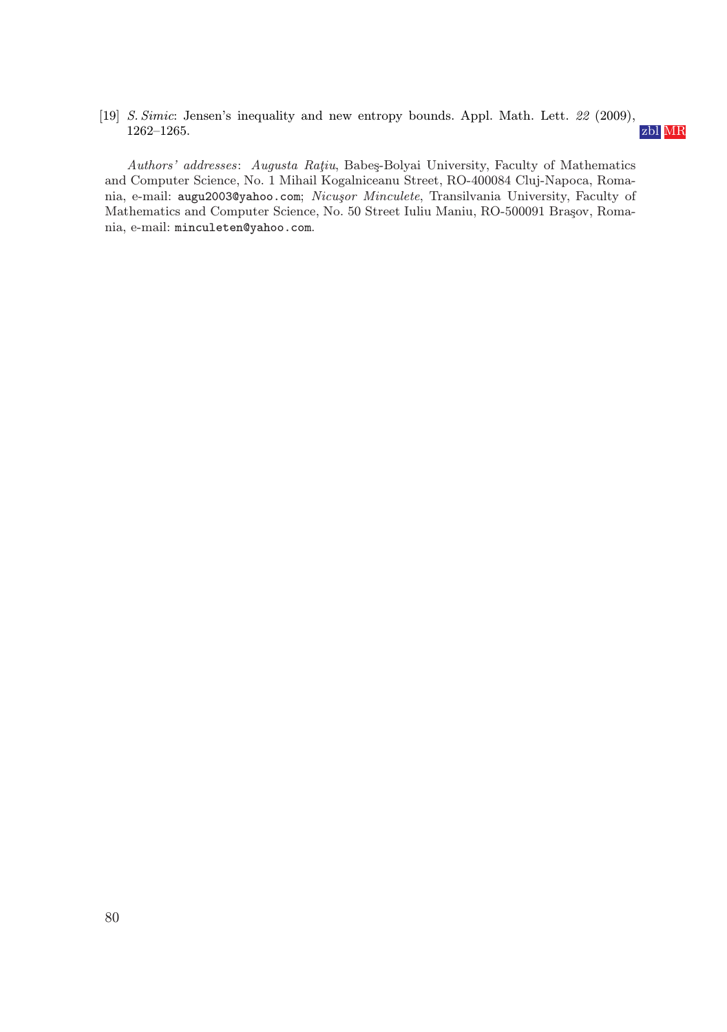[19] *S. Simic*: Jensen's inequality and new entropy bounds. Appl. Math. Lett. *22* (2009), 1262–1265. zbl MR

*Authors' addresses*: *Augusta Raţiu*, Babeş-Bolyai University, Faculty of Mathematics and Computer Science, No. 1 Mihail Kogalniceanu Street, RO-400084 Cluj-Napoca, Romania, e-mail: `augu2003@yahoo.com`; *Nicuşor Minculete*, Transilvania University, Faculty of Mathematics and Computer Science, No. 50 Street Iuliu Maniu, RO-500091 Braşov, Romania, e-mail: `minculeten@yahoo.com`.